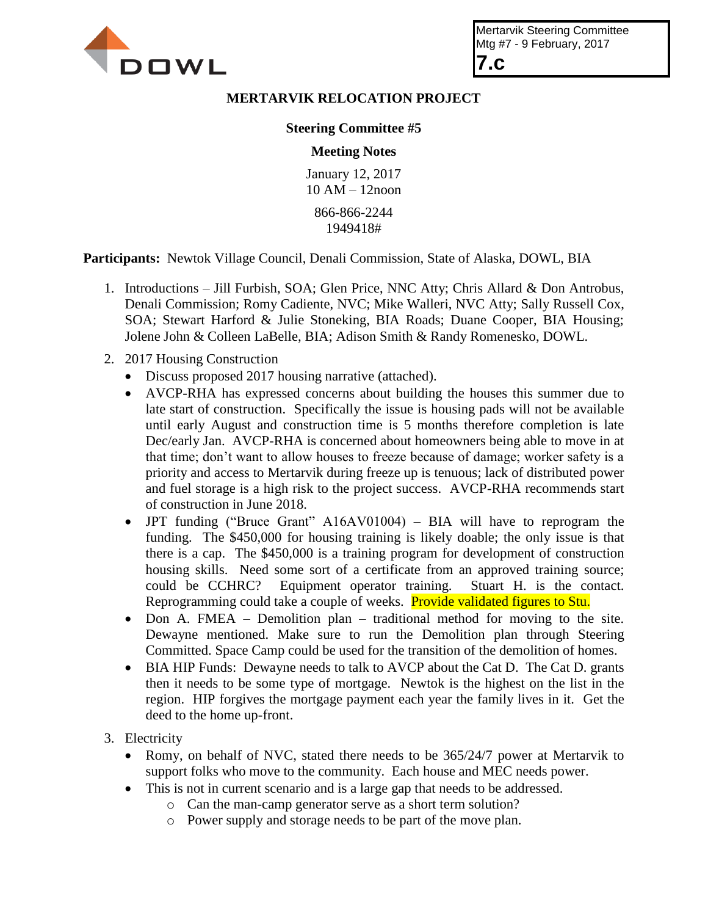Mertarvik Steering Committee
Mtg #7 - 9 February, 2017
**7.c**

# MERTARVIK RELOCATION PROJECT

## Steering Committee #5

### Meeting Notes

January 12, 2017
10 AM – 12noon

866-866-2244
1949418#

**Participants:** Newtok Village Council, Denali Commission, State of Alaska, DOWL, BIA

1. Introductions – Jill Furbish, SOA; Glen Price, NNC Atty; Chris Allard & Don Antrobus, Denali Commission; Romy Cadiente, NVC; Mike Walleri, NVC Atty; Sally Russell Cox, SOA; Stewart Harford & Julie Stoneking, BIA Roads; Duane Cooper, BIA Housing; Jolene John & Colleen LaBelle, BIA; Adison Smith & Randy Romenesko, DOWL.
2. 2017 Housing Construction
   - Discuss proposed 2017 housing narrative (attached).
   - AVCP-RHA has expressed concerns about building the houses this summer due to late start of construction. Specifically the issue is housing pads will not be available until early August and construction time is 5 months therefore completion is late Dec/early Jan. AVCP-RHA is concerned about homeowners being able to move in at that time; don't want to allow houses to freeze because of damage; worker safety is a priority and access to Mertarvik during freeze up is tenuous; lack of distributed power and fuel storage is a high risk to the project success. AVCP-RHA recommends start of construction in June 2018.
   - JPT funding ("Bruce Grant" A16AV01004) – BIA will have to reprogram the funding. The $450,000 for housing training is likely doable; the only issue is that there is a cap. The $450,000 is a training program for development of construction housing skills. Need some sort of a certificate from an approved training source; could be CCHRC? Equipment operator training. Stuart H. is the contact. Reprogramming could take a couple of weeks. Provide validated figures to Stu.
   - Don A. FMEA – Demolition plan – traditional method for moving to the site. Dewayne mentioned. Make sure to run the Demolition plan through Steering Committed. Space Camp could be used for the transition of the demolition of homes.
   - BIA HIP Funds: Dewayne needs to talk to AVCP about the Cat D. The Cat D. grants then it needs to be some type of mortgage. Newtok is the highest on the list in the region. HIP forgives the mortgage payment each year the family lives in it. Get the deed to the home up-front.
3. Electricity
   - Romy, on behalf of NVC, stated there needs to be 365/24/7 power at Mertarvik to support folks who move to the community. Each house and MEC needs power.
   - This is not in current scenario and is a large gap that needs to be addressed.
     - Can the man-camp generator serve as a short term solution?
     - Power supply and storage needs to be part of the move plan.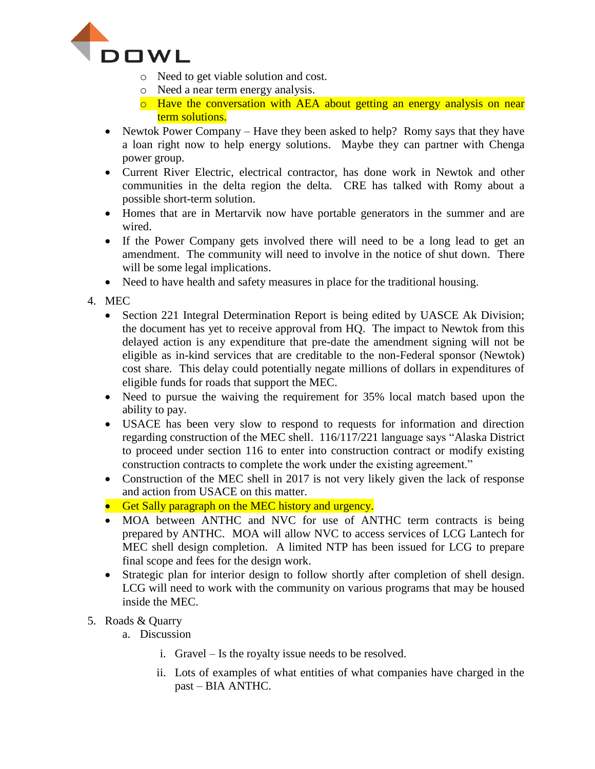- Need to get viable solution and cost.
- Need a near term energy analysis.
- Have the conversation with AEA about getting an energy analysis on near term solutions.

- Newtok Power Company – Have they been asked to help? Romy says that they have a loan right now to help energy solutions. Maybe they can partner with Chenga power group.
- Current River Electric, electrical contractor, has done work in Newtok and other communities in the delta region the delta. CRE has talked with Romy about a possible short-term solution.
- Homes that are in Mertarvik now have portable generators in the summer and are wired.
- If the Power Company gets involved there will need to be a long lead to get an amendment. The community will need to involve in the notice of shut down. There will be some legal implications.
- Need to have health and safety measures in place for the traditional housing.

4. MEC
   - Section 221 Integral Determination Report is being edited by UASCE Ak Division; the document has yet to receive approval from HQ. The impact to Newtok from this delayed action is any expenditure that pre-date the amendment signing will not be eligible as in-kind services that are creditable to the non-Federal sponsor (Newtok) cost share. This delay could potentially negate millions of dollars in expenditures of eligible funds for roads that support the MEC.
   - Need to pursue the waiving the requirement for 35% local match based upon the ability to pay.
   - USACE has been very slow to respond to requests for information and direction regarding construction of the MEC shell. 116/117/221 language says "Alaska District to proceed under section 116 to enter into construction contract or modify existing construction contracts to complete the work under the existing agreement."
   - Construction of the MEC shell in 2017 is not very likely given the lack of response and action from USACE on this matter.
   - Get Sally paragraph on the MEC history and urgency.
   - MOA between ANTHC and NVC for use of ANTHC term contracts is being prepared by ANTHC. MOA will allow NVC to access services of LCG Lantech for MEC shell design completion. A limited NTP has been issued for LCG to prepare final scope and fees for the design work.
   - Strategic plan for interior design to follow shortly after completion of shell design. LCG will need to work with the community on various programs that may be housed inside the MEC.

5. Roads & Quarry
   a. Discussion
      i. Gravel – Is the royalty issue needs to be resolved.
      ii. Lots of examples of what entities of what companies have charged in the past – BIA ANTHC.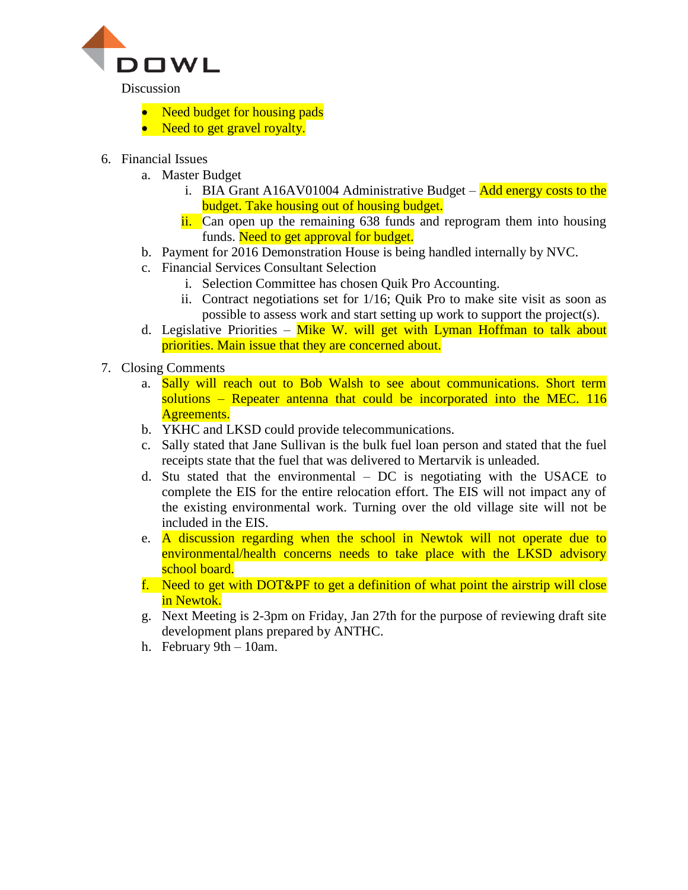Discussion

- Need budget for housing pads
- Need to get gravel royalty.

6. Financial Issues
   a. Master Budget
      i. BIA Grant A16AV01004 Administrative Budget – Add energy costs to the budget. Take housing out of housing budget.
      ii. Can open up the remaining 638 funds and reprogram them into housing funds. Need to get approval for budget.
   b. Payment for 2016 Demonstration House is being handled internally by NVC.
   c. Financial Services Consultant Selection
      i. Selection Committee has chosen Quik Pro Accounting.
      ii. Contract negotiations set for 1/16; Quik Pro to make site visit as soon as possible to assess work and start setting up work to support the project(s).
   d. Legislative Priorities – Mike W. will get with Lyman Hoffman to talk about priorities. Main issue that they are concerned about.

7. Closing Comments
   a. Sally will reach out to Bob Walsh to see about communications. Short term solutions – Repeater antenna that could be incorporated into the MEC. 116 Agreements.
   b. YKHC and LKSD could provide telecommunications.
   c. Sally stated that Jane Sullivan is the bulk fuel loan person and stated that the fuel receipts state that the fuel that was delivered to Mertarvik is unleaded.
   d. Stu stated that the environmental – DC is negotiating with the USACE to complete the EIS for the entire relocation effort. The EIS will not impact any of the existing environmental work. Turning over the old village site will not be included in the EIS.
   e. A discussion regarding when the school in Newtok will not operate due to environmental/health concerns needs to take place with the LKSD advisory school board.
   f. Need to get with DOT&PF to get a definition of what point the airstrip will close in Newtok.
   g. Next Meeting is 2-3pm on Friday, Jan 27th for the purpose of reviewing draft site development plans prepared by ANTHC.
   h. February 9th – 10am.